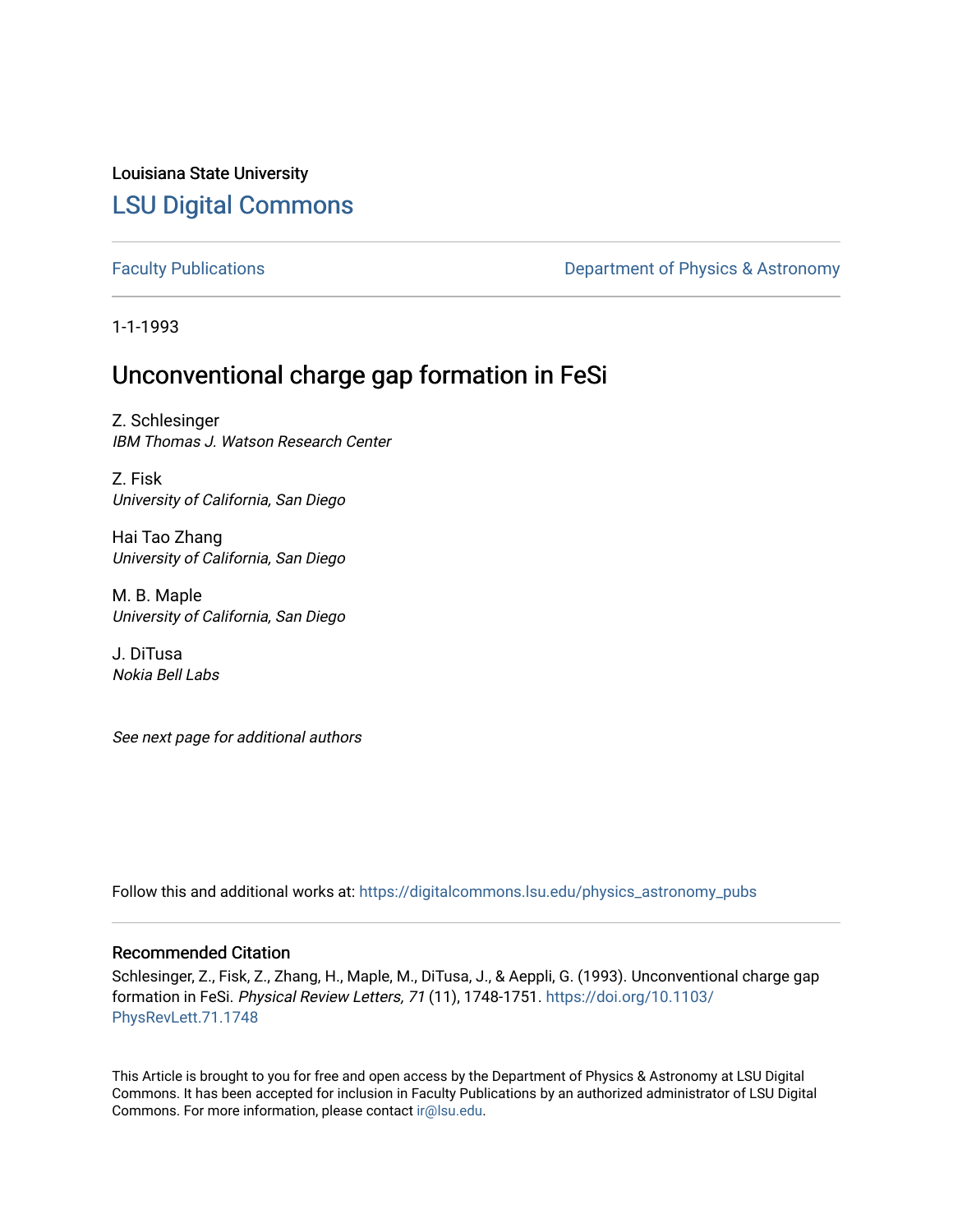Louisiana State University

# LSU Digital Commons

Faculty Publications

Department of Physics & Astronomy

1-1-1993

## Unconventional charge gap formation in FeSi

Z. Schlesinger
*IBM Thomas J. Watson Research Center*

Z. Fisk
*University of California, San Diego*

Hai Tao Zhang
*University of California, San Diego*

M. B. Maple
*University of California, San Diego*

J. DiTusa
*Nokia Bell Labs*

*See next page for additional authors*

Follow this and additional works at: https://digitalcommons.lsu.edu/physics_astronomy_pubs

### Recommended Citation

Schlesinger, Z., Fisk, Z., Zhang, H., Maple, M., DiTusa, J., & Aeppli, G. (1993). Unconventional charge gap formation in FeSi. *Physical Review Letters, 71* (11), 1748-1751. https://doi.org/10.1103/PhysRevLett.71.1748

This Article is brought to you for free and open access by the Department of Physics & Astronomy at LSU Digital Commons. It has been accepted for inclusion in Faculty Publications by an authorized administrator of LSU Digital Commons. For more information, please contact ir@lsu.edu.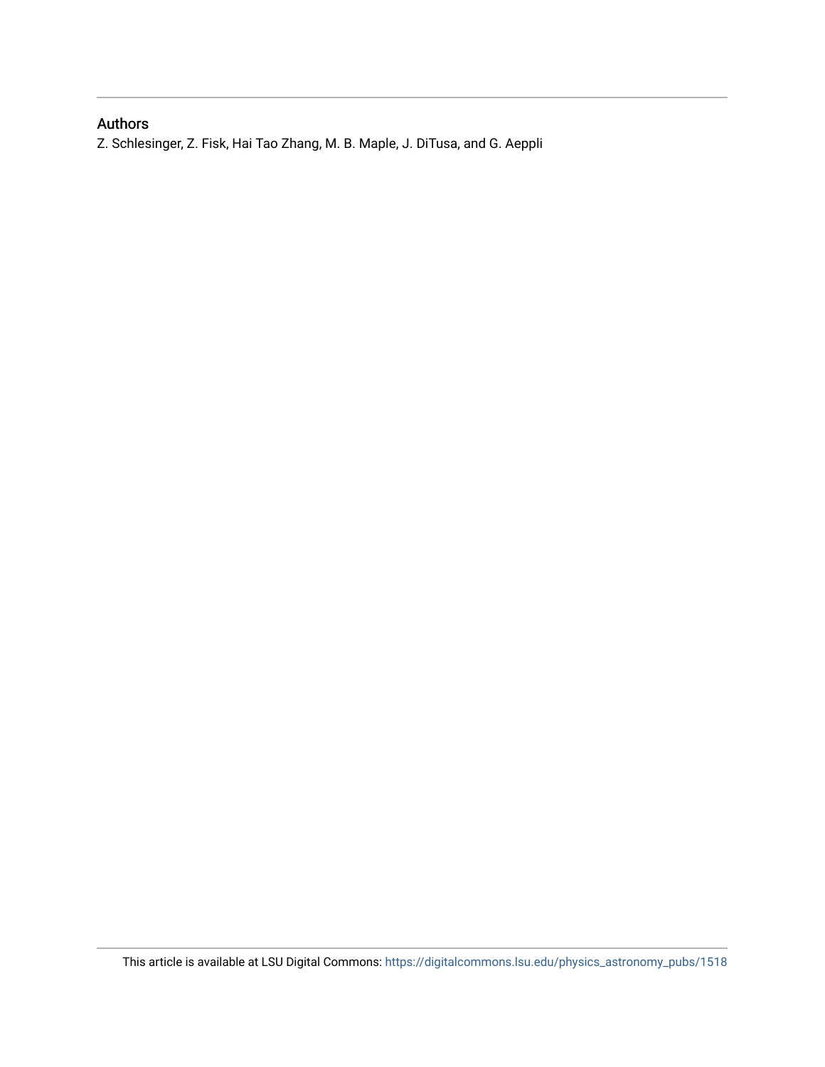## Authors

Z. Schlesinger, Z. Fisk, Hai Tao Zhang, M. B. Maple, J. DiTusa, and G. Aeppli

This article is available at LSU Digital Commons: https://digitalcommons.lsu.edu/physics_astronomy_pubs/1518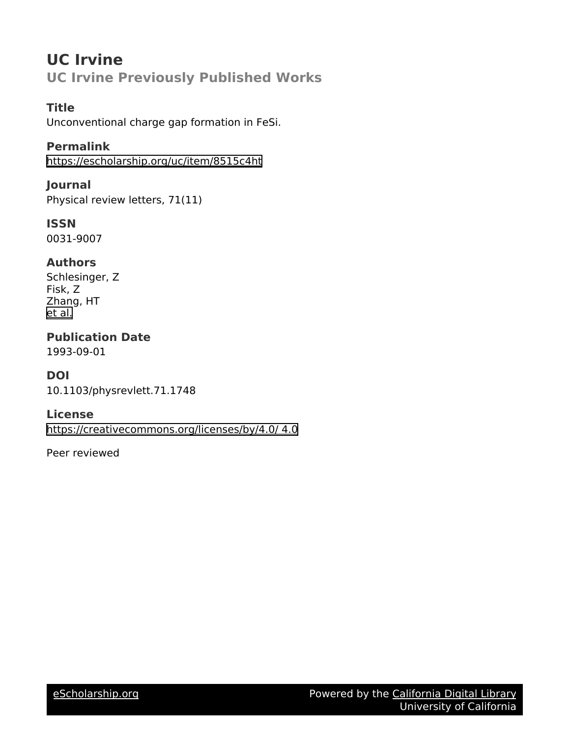# UC Irvine

## UC Irvine Previously Published Works

### Title

Unconventional charge gap formation in FeSi.

### Permalink

https://escholarship.org/uc/item/8515c4ht

### Journal

Physical review letters, 71(11)

### ISSN

0031-9007

### Authors

Schlesinger, Z
Fisk, Z
Zhang, HT
et al.

### Publication Date

1993-09-01

### DOI

10.1103/physrevlett.71.1748

### License

https://creativecommons.org/licenses/by/4.0/ 4.0

Peer reviewed

eScholarship.org Powered by the California Digital Library University of California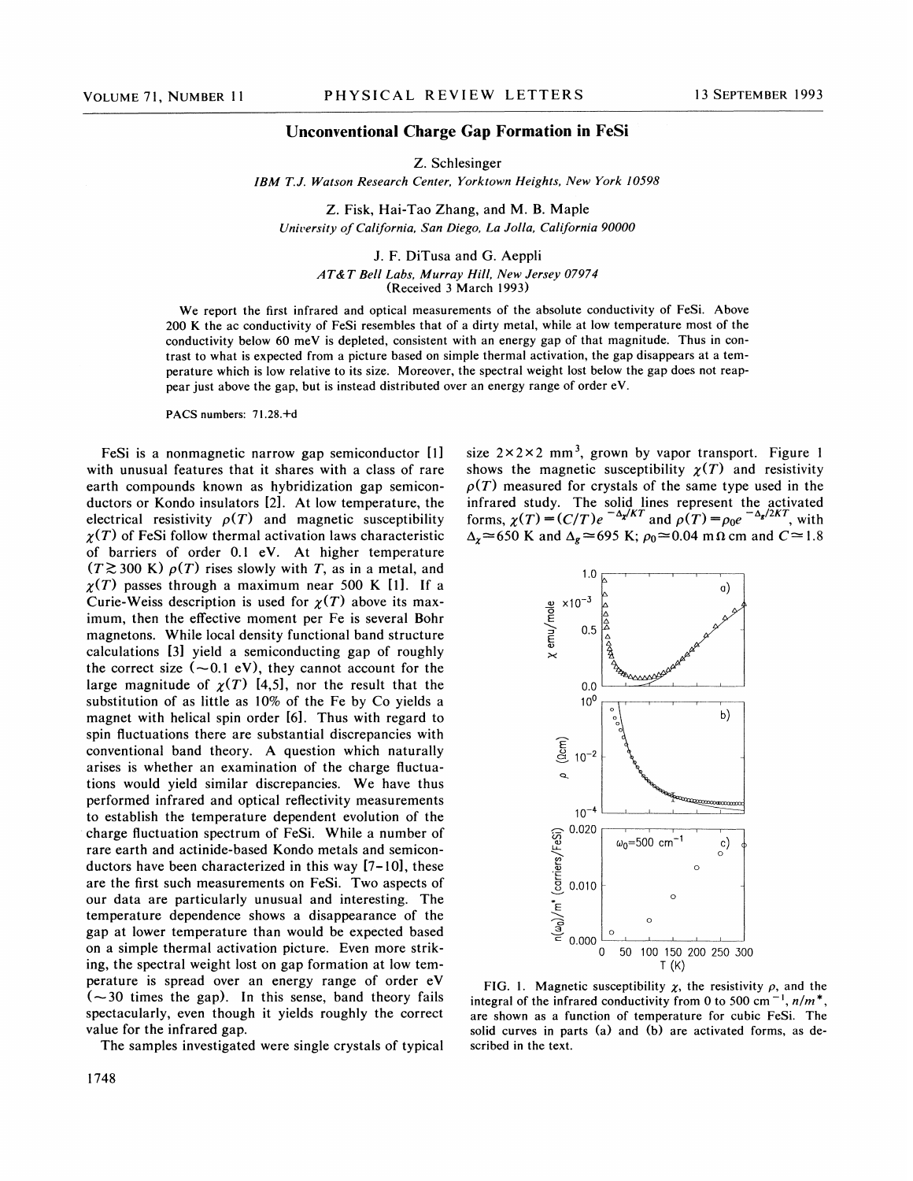# Unconventional Charge Gap Formation in FeSi

Z. Schlesinger

*IBM T.J. Watson Research Center, Yorktown Heights, New York 10598*

Z. Fisk, Hai-Tao Zhang, and M. B. Maple

*University of California, San Diego, La Jolla, California 90000*

J. F. DiTusa and G. Aeppli

*AT&T Bell Labs, Murray Hill, New Jersey 07974*

(Received 3 March 1993)

We report the first infrared and optical measurements of the absolute conductivity of FeSi. Above 200 K the ac conductivity of FeSi resembles that of a dirty metal, while at low temperature most of the conductivity below 60 meV is depleted, consistent with an energy gap of that magnitude. Thus in contrast to what is expected from a picture based on simple thermal activation, the gap disappears at a temperature which is low relative to its size. Moreover, the spectral weight lost below the gap does not reappear just above the gap, but is instead distributed over an energy range of order eV.

PACS numbers: 71.28.+d

FeSi is a nonmagnetic narrow gap semiconductor [1] with unusual features that it shares with a class of rare earth compounds known as hybridization gap semiconductors or Kondo insulators [2]. At low temperature, the electrical resistivity $\rho(T)$ and magnetic susceptibility $\chi(T)$ of FeSi follow thermal activation laws characteristic of barriers of order 0.1 eV. At higher temperature ($T \gtrsim 300$ K) $\rho(T)$ rises slowly with $T$, as in a metal, and $\chi(T)$ passes through a maximum near 500 K [1]. If a Curie-Weiss description is used for $\chi(T)$ above its maximum, then the effective moment per Fe is several Bohr magnetons. While local density functional band structure calculations [3] yield a semiconducting gap of roughly the correct size ($\sim 0.1$ eV), they cannot account for the large magnitude of $\chi(T)$ [4,5], nor the result that the substitution of as little as 10% of the Fe by Co yields a magnet with helical spin order [6]. Thus with regard to spin fluctuations there are substantial discrepancies with conventional band theory. A question which naturally arises is whether an examination of the charge fluctuations would yield similar discrepancies. We have thus performed infrared and optical reflectivity measurements to establish the temperature dependent evolution of the charge fluctuation spectrum of FeSi. While a number of rare earth and actinide-based Kondo metals and semiconductors have been characterized in this way [7–10], these are the first such measurements on FeSi. Two aspects of our data are particularly unusual and interesting. The temperature dependence shows a disappearance of the gap at lower temperature than would be expected based on a simple thermal activation picture. Even more striking, the spectral weight lost on gap formation at low temperature is spread over an energy range of order eV ($\sim 30$ times the gap). In this sense, band theory fails spectacularly, even though it yields roughly the correct value for the infrared gap.

The samples investigated were single crystals of typical size $2 \times 2 \times 2$ mm$^3$, grown by vapor transport. Figure 1 shows the magnetic susceptibility $\chi(T)$ and resistivity $\rho(T)$ measured for crystals of the same type used in the infrared study. The solid lines represent the activated forms, $\chi(T) = (C/T)e^{-\Delta_\chi/KT}$ and $\rho(T) = \rho_0 e^{-\Delta_g/2KT}$, with $\Delta_\chi \simeq 650$ K and $\Delta_g \simeq 695$ K; $\rho_0 \simeq 0.04$ m$\Omega$ cm and $C \simeq 1.8$

FIG. 1. Magnetic susceptibility $\chi$, the resistivity $\rho$, and the integral of the infrared conductivity from 0 to 500 cm$^{-1}$, $n/m^*$, are shown as a function of temperature for cubic FeSi. The solid curves in parts (a) and (b) are activated forms, as described in the text.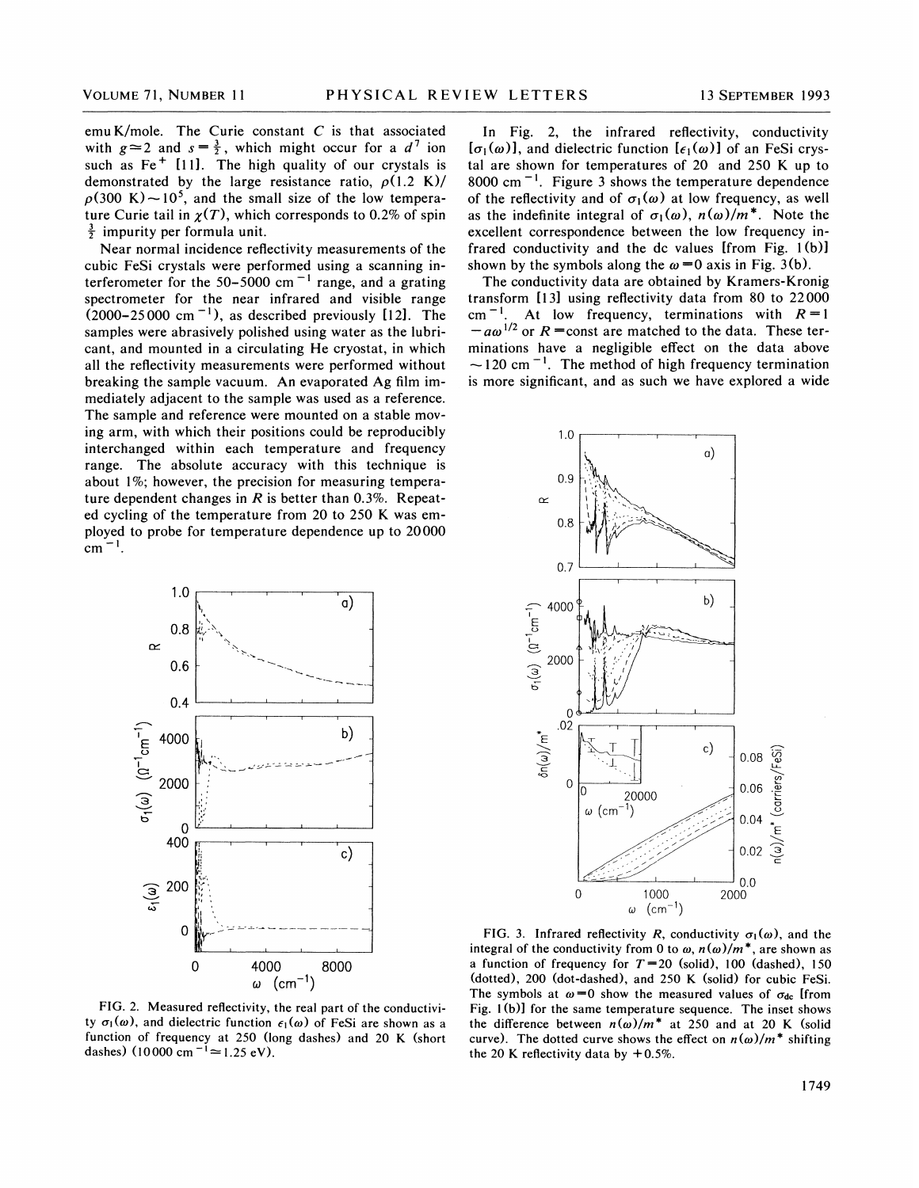emu K/mole. The Curie constant $C$ is that associated with $g \simeq 2$ and $s = \frac{3}{2}$, which might occur for a $d^7$ ion such as $Fe^+$ [11]. The high quality of our crystals is demonstrated by the large resistance ratio, $\rho(1.2\text{ K})/\rho(300\text{ K}) \sim 10^5$, and the small size of the low temperature Curie tail in $\chi(T)$, which corresponds to 0.2% of spin $\frac{3}{2}$ impurity per formula unit.

Near normal incidence reflectivity measurements of the cubic FeSi crystals were performed using a scanning interferometer for the 50–5000 $\text{cm}^{-1}$ range, and a grating spectrometer for the near infrared and visible range (2000–25000 $\text{cm}^{-1}$), as described previously [12]. The samples were abrasively polished using water as the lubricant, and mounted in a circulating He cryostat, in which all the reflectivity measurements were performed without breaking the sample vacuum. An evaporated Ag film immediately adjacent to the sample was used as a reference. The sample and reference were mounted on a stable moving arm, with which their positions could be reproducibly interchanged within each temperature and frequency range. The absolute accuracy with this technique is about 1%; however, the precision for measuring temperature dependent changes in $R$ is better than 0.3%. Repeated cycling of the temperature from 20 to 250 K was employed to probe for temperature dependence up to 20000 $\text{cm}^{-1}$.

FIG. 2. Measured reflectivity, the real part of the conductivity $\sigma_1(\omega)$, and dielectric function $\epsilon_1(\omega)$ of FeSi are shown as a function of frequency at 250 (long dashes) and 20 K (short dashes) (10000 $\text{cm}^{-1} \simeq 1.25$ eV).

In Fig. 2, the infrared reflectivity, conductivity $[\sigma_1(\omega)]$, and dielectric function $[\epsilon_1(\omega)]$ of an FeSi crystal are shown for temperatures of 20 and 250 K up to 8000 $\text{cm}^{-1}$. Figure 3 shows the temperature dependence of the reflectivity and of $\sigma_1(\omega)$ at low frequency, as well as the indefinite integral of $\sigma_1(\omega)$, $n(\omega)/m^*$. Note the excellent correspondence between the low frequency infrared conductivity and the dc values [from Fig. 1(b)] shown by the symbols along the $\omega = 0$ axis in Fig. 3(b).

The conductivity data are obtained by Kramers-Kronig transform [13] using reflectivity data from 80 to 22000 $\text{cm}^{-1}$. At low frequency, terminations with $R = 1 - a\omega^{1/2}$ or $R = \text{const}$ are matched to the data. These terminations have a negligible effect on the data above $\sim 120$ $\text{cm}^{-1}$. The method of high frequency termination is more significant, and as such we have explored a wide

FIG. 3. Infrared reflectivity $R$, conductivity $\sigma_1(\omega)$, and the integral of the conductivity from 0 to $\omega$, $n(\omega)/m^*$, are shown as a function of frequency for $T = 20$ (solid), 100 (dashed), 150 (dotted), 200 (dot-dashed), and 250 K (solid) for cubic FeSi. The symbols at $\omega = 0$ show the measured values of $\sigma_{dc}$ [from Fig. 1(b)] for the same temperature sequence. The inset shows the difference between $n(\omega)/m^*$ at 250 and at 20 K (solid curve). The dotted curve shows the effect on $n(\omega)/m^*$ shifting the 20 K reflectivity data by $+0.5\%$.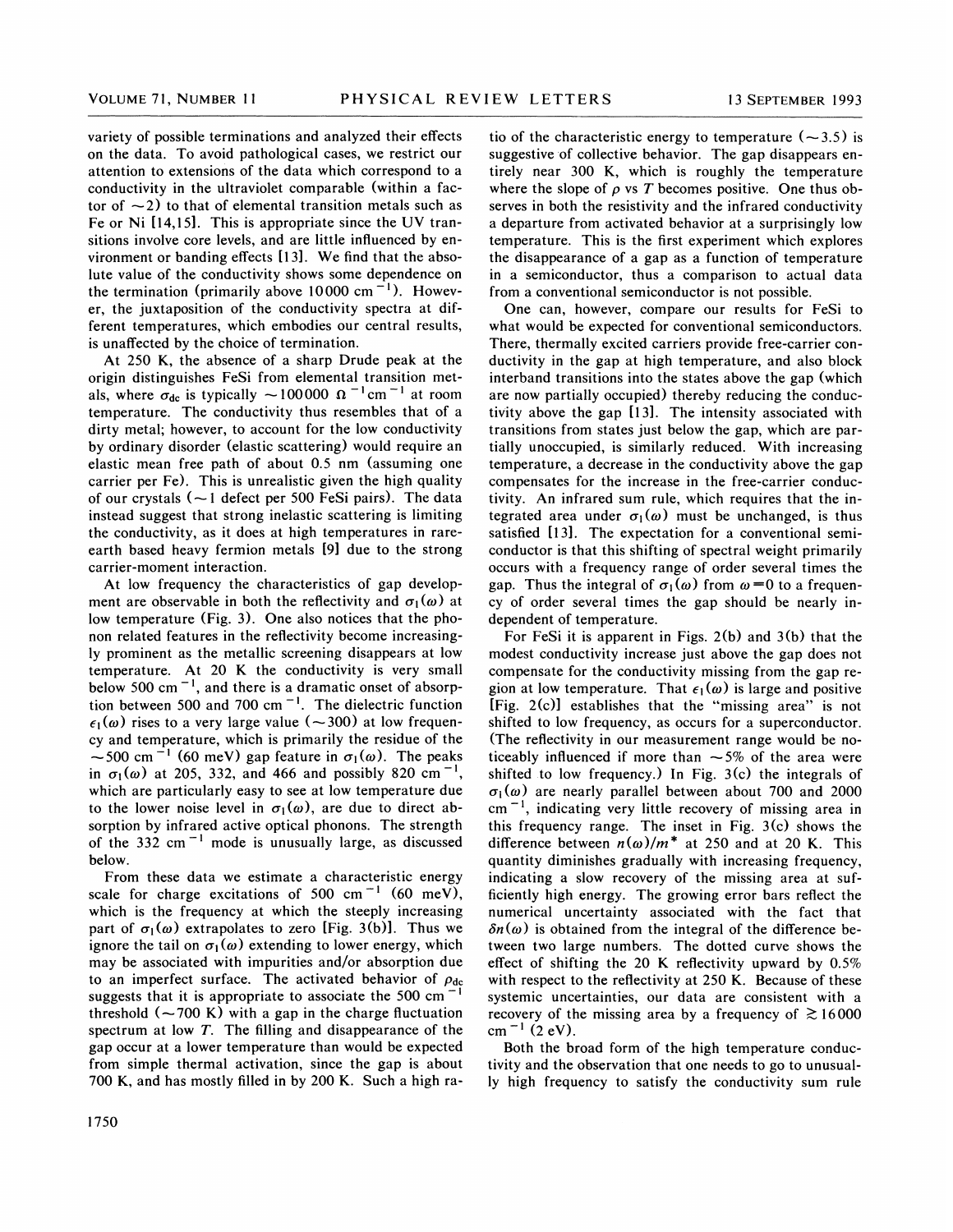variety of possible terminations and analyzed their effects on the data. To avoid pathological cases, we restrict our attention to extensions of the data which correspond to a conductivity in the ultraviolet comparable (within a factor of $\sim 2$) to that of elemental transition metals such as Fe or Ni [14,15]. This is appropriate since the UV transitions involve core levels, and are little influenced by environment or banding effects [13]. We find that the absolute value of the conductivity shows some dependence on the termination (primarily above 10 000 $\mathrm{cm}^{-1}$). However, the juxtaposition of the conductivity spectra at different temperatures, which embodies our central results, is unaffected by the choice of termination.

At 250 K, the absence of a sharp Drude peak at the origin distinguishes FeSi from elemental transition metals, where $\sigma_{dc}$ is typically $\sim 100\,000\ \Omega^{-1}\mathrm{cm}^{-1}$ at room temperature. The conductivity thus resembles that of a dirty metal; however, to account for the low conductivity by ordinary disorder (elastic scattering) would require an elastic mean free path of about 0.5 nm (assuming one carrier per Fe). This is unrealistic given the high quality of our crystals ($\sim 1$ defect per 500 FeSi pairs). The data instead suggest that strong inelastic scattering is limiting the conductivity, as it does at high temperatures in rare-earth based heavy fermion metals [9] due to the strong carrier-moment interaction.

At low frequency the characteristics of gap development are observable in both the reflectivity and $\sigma_1(\omega)$ at low temperature (Fig. 3). One also notices that the phonon related features in the reflectivity become increasingly prominent as the metallic screening disappears at low temperature. At 20 K the conductivity is very small below 500 $\mathrm{cm}^{-1}$, and there is a dramatic onset of absorption between 500 and 700 $\mathrm{cm}^{-1}$. The dielectric function $\epsilon_1(\omega)$ rises to a very large value ($\sim 300$) at low frequency and temperature, which is primarily the residue of the $\sim 500$ $\mathrm{cm}^{-1}$ (60 meV) gap feature in $\sigma_1(\omega)$. The peaks in $\sigma_1(\omega)$ at 205, 332, and 466 and possibly 820 $\mathrm{cm}^{-1}$, which are particularly easy to see at low temperature due to the lower noise level in $\sigma_1(\omega)$, are due to direct absorption by infrared active optical phonons. The strength of the 332 $\mathrm{cm}^{-1}$ mode is unusually large, as discussed below.

From these data we estimate a characteristic energy scale for charge excitations of 500 $\mathrm{cm}^{-1}$ (60 meV), which is the frequency at which the steeply increasing part of $\sigma_1(\omega)$ extrapolates to zero [Fig. 3(b)]. Thus we ignore the tail on $\sigma_1(\omega)$ extending to lower energy, which may be associated with impurities and/or absorption due to an imperfect surface. The activated behavior of $\rho_{dc}$ suggests that it is appropriate to associate the 500 $\mathrm{cm}^{-1}$ threshold ($\sim 700$ K) with a gap in the charge fluctuation spectrum at low $T$. The filling and disappearance of the gap occur at a lower temperature than would be expected from simple thermal activation, since the gap is about 700 K, and has mostly filled in by 200 K. Such a high ratio of the characteristic energy to temperature ($\sim 3.5$) is suggestive of collective behavior. The gap disappears entirely near 300 K, which is roughly the temperature where the slope of $\rho$ vs $T$ becomes positive. One thus observes in both the resistivity and the infrared conductivity a departure from activated behavior at a surprisingly low temperature. This is the first experiment which explores the disappearance of a gap as a function of temperature in a semiconductor, thus a comparison to actual data from a conventional semiconductor is not possible.

One can, however, compare our results for FeSi to what would be expected for conventional semiconductors. There, thermally excited carriers provide free-carrier conductivity in the gap at high temperature, and also block interband transitions into the states above the gap (which are now partially occupied) thereby reducing the conductivity above the gap [13]. The intensity associated with transitions from states just below the gap, which are partially unoccupied, is similarly reduced. With increasing temperature, a decrease in the conductivity above the gap compensates for the increase in the free-carrier conductivity. An infrared sum rule, which requires that the integrated area under $\sigma_1(\omega)$ must be unchanged, is thus satisfied [13]. The expectation for a conventional semiconductor is that this shifting of spectral weight primarily occurs with a frequency range of order several times the gap. Thus the integral of $\sigma_1(\omega)$ from $\omega = 0$ to a frequency of order several times the gap should be nearly independent of temperature.

For FeSi it is apparent in Figs. 2(b) and 3(b) that the modest conductivity increase just above the gap does not compensate for the conductivity missing from the gap region at low temperature. That $\epsilon_1(\omega)$ is large and positive [Fig. 2(c)] establishes that the "missing area" is not shifted to low frequency, as occurs for a superconductor. (The reflectivity in our measurement range would be noticeably influenced if more than $\sim 5\%$ of the area were shifted to low frequency.) In Fig. 3(c) the integrals of $\sigma_1(\omega)$ are nearly parallel between about 700 and 2000 $\mathrm{cm}^{-1}$, indicating very little recovery of missing area in this frequency range. The inset in Fig. 3(c) shows the difference between $n(\omega)/m^*$ at 250 and at 20 K. This quantity diminishes gradually with increasing frequency, indicating a slow recovery of the missing area at sufficiently high energy. The growing error bars reflect the numerical uncertainty associated with the fact that $\delta n(\omega)$ is obtained from the integral of the difference between two large numbers. The dotted curve shows the effect of shifting the 20 K reflectivity upward by 0.5% with respect to the reflectivity at 250 K. Because of these systemic uncertainties, our data are consistent with a recovery of the missing area by a frequency of $\gtrsim 16\,000$ $\mathrm{cm}^{-1}$ (2 eV).

Both the broad form of the high temperature conductivity and the observation that one needs to go to unusually high frequency to satisfy the conductivity sum rule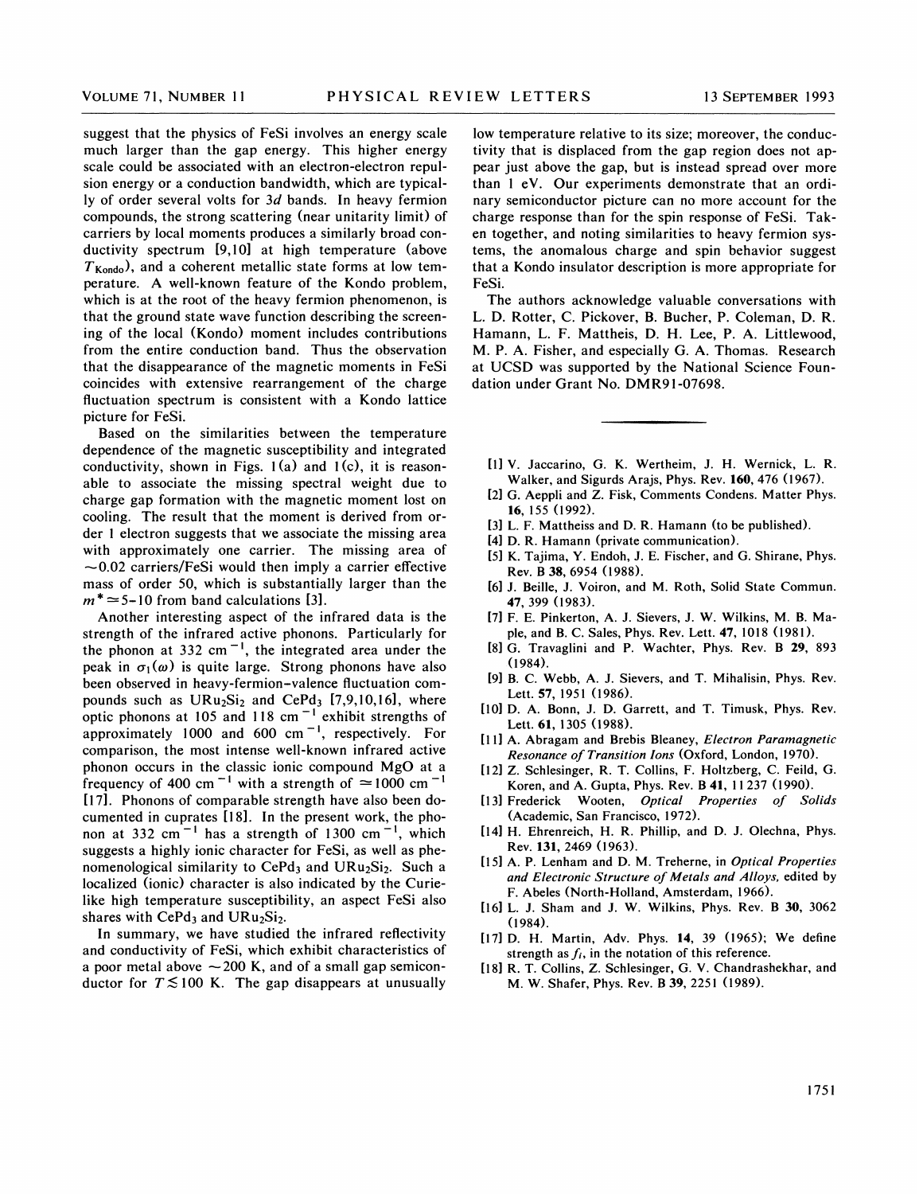suggest that the physics of FeSi involves an energy scale much larger than the gap energy. This higher energy scale could be associated with an electron-electron repulsion energy or a conduction bandwidth, which are typically of order several volts for 3$d$ bands. In heavy fermion compounds, the strong scattering (near unitarity limit) of carriers by local moments produces a similarly broad conductivity spectrum [9,10] at high temperature (above $T_{\rm Kondo}$), and a coherent metallic state forms at low temperature. A well-known feature of the Kondo problem, which is at the root of the heavy fermion phenomenon, is that the ground state wave function describing the screening of the local (Kondo) moment includes contributions from the entire conduction band. Thus the observation that the disappearance of the magnetic moments in FeSi coincides with extensive rearrangement of the charge fluctuation spectrum is consistent with a Kondo lattice picture for FeSi.

Based on the similarities between the temperature dependence of the magnetic susceptibility and integrated conductivity, shown in Figs. 1(a) and 1(c), it is reasonable to associate the missing spectral weight due to charge gap formation with the magnetic moment lost on cooling. The result that the moment is derived from order 1 electron suggests that we associate the missing area with approximately one carrier. The missing area of $\sim$0.02 carriers/FeSi would then imply a carrier effective mass of order 50, which is substantially larger than the $m^* \simeq 5$–10 from band calculations [3].

Another interesting aspect of the infrared data is the strength of the infrared active phonons. Particularly for the phonon at 332 cm$^{-1}$, the integrated area under the peak in $\sigma_1(\omega)$ is quite large. Strong phonons have also been observed in heavy-fermion–valence fluctuation compounds such as $URu_2Si_2$ and $CePd_3$ [7,9,10,16], where optic phonons at 105 and 118 cm$^{-1}$ exhibit strengths of approximately 1000 and 600 cm$^{-1}$, respectively. For comparison, the most intense well-known infrared active phonon occurs in the classic ionic compound MgO at a frequency of 400 cm$^{-1}$ with a strength of $\simeq$1000 cm$^{-1}$ [17]. Phonons of comparable strength have also been documented in cuprates [18]. In the present work, the phonon at 332 cm$^{-1}$ has a strength of 1300 cm$^{-1}$, which suggests a highly ionic character for FeSi, as well as phenomenological similarity to $CePd_3$ and $URu_2Si_2$. Such a localized (ionic) character is also indicated by the Curie-like high temperature susceptibility, an aspect FeSi also shares with $CePd_3$ and $URu_2Si_2$.

In summary, we have studied the infrared reflectivity and conductivity of FeSi, which exhibit characteristics of a poor metal above $\sim$200 K, and of a small gap semiconductor for $T \lesssim 100$ K. The gap disappears at unusually low temperature relative to its size; moreover, the conductivity that is displaced from the gap region does not appear just above the gap, but is instead spread over more than 1 eV. Our experiments demonstrate that an ordinary semiconductor picture can no more account for the charge response than for the spin response of FeSi. Taken together, and noting similarities to heavy fermion systems, the anomalous charge and spin behavior suggest that a Kondo insulator description is more appropriate for FeSi.

The authors acknowledge valuable conversations with L. D. Rotter, C. Pickover, B. Bucher, P. Coleman, D. R. Hamann, L. F. Mattheis, D. H. Lee, P. A. Littlewood, M. P. A. Fisher, and especially G. A. Thomas. Research at UCSD was supported by the National Science Foundation under Grant No. DMR91-07698.

---

[1] V. Jaccarino, G. K. Wertheim, J. H. Wernick, L. R. Walker, and Sigurds Arajs, Phys. Rev. **160**, 476 (1967).

[2] G. Aeppli and Z. Fisk, Comments Condens. Matter Phys. **16**, 155 (1992).

[3] L. F. Mattheiss and D. R. Hamann (to be published).

[4] D. R. Hamann (private communication).

[5] K. Tajima, Y. Endoh, J. E. Fischer, and G. Shirane, Phys. Rev. B **38**, 6954 (1988).

[6] J. Beille, J. Voiron, and M. Roth, Solid State Commun. **47**, 399 (1983).

[7] F. E. Pinkerton, A. J. Sievers, J. W. Wilkins, M. B. Maple, and B. C. Sales, Phys. Rev. Lett. **47**, 1018 (1981).

[8] G. Travaglini and P. Wachter, Phys. Rev. B **29**, 893 (1984).

[9] B. C. Webb, A. J. Sievers, and T. Mihalisin, Phys. Rev. Lett. **57**, 1951 (1986).

[10] D. A. Bonn, J. D. Garrett, and T. Timusk, Phys. Rev. Lett. **61**, 1305 (1988).

[11] A. Abragam and Brebis Bleaney, *Electron Paramagnetic Resonance of Transition Ions* (Oxford, London, 1970).

[12] Z. Schlesinger, R. T. Collins, F. Holtzberg, C. Feild, G. Koren, and A. Gupta, Phys. Rev. B **41**, 11 237 (1990).

[13] Frederick Wooten, *Optical Properties of Solids* (Academic, San Francisco, 1972).

[14] H. Ehrenreich, H. R. Phillip, and D. J. Olechna, Phys. Rev. **131**, 2469 (1963).

[15] A. P. Lenham and D. M. Treherne, in *Optical Properties and Electronic Structure of Metals and Alloys*, edited by F. Abeles (North-Holland, Amsterdam, 1966).

[16] L. J. Sham and J. W. Wilkins, Phys. Rev. B **30**, 3062 (1984).

[17] D. H. Martin, Adv. Phys. **14**, 39 (1965); We define strength as $f_i$, in the notation of this reference.

[18] R. T. Collins, Z. Schlesinger, G. V. Chandrashekhar, and M. W. Shafer, Phys. Rev. B **39**, 2251 (1989).